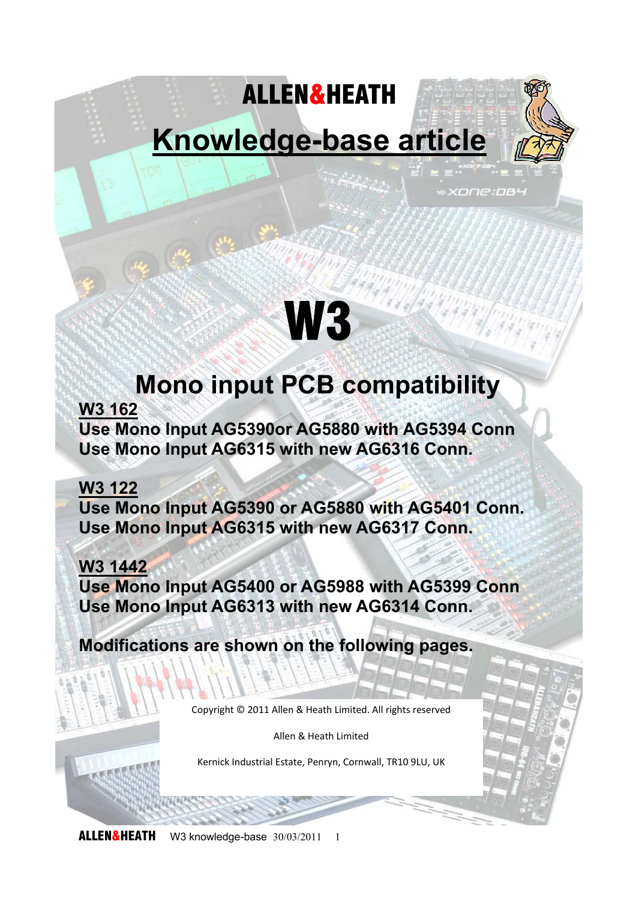ALLEN&HEATH

# Knowledge-base article

# W3

## Mono input PCB compatibility

**W3 162**

**Use Mono Input AG5390or AG5880 with AG5394 Conn**
**Use Mono Input AG6315 with new AG6316 Conn.**

**W3 122**

**Use Mono Input AG5390 or AG5880 with AG5401 Conn.**
**Use Mono Input AG6315 with new AG6317 Conn.**

**W3 1442**

**Use Mono Input AG5400 or AG5988 with AG5399 Conn**
**Use Mono Input AG6313 with new AG6314 Conn.**

**Modifications are shown on the following pages.**

Copyright © 2011 Allen & Heath Limited. All rights reserved

Allen & Heath Limited

Kernick Industrial Estate, Penryn, Cornwall, TR10 9LU, UK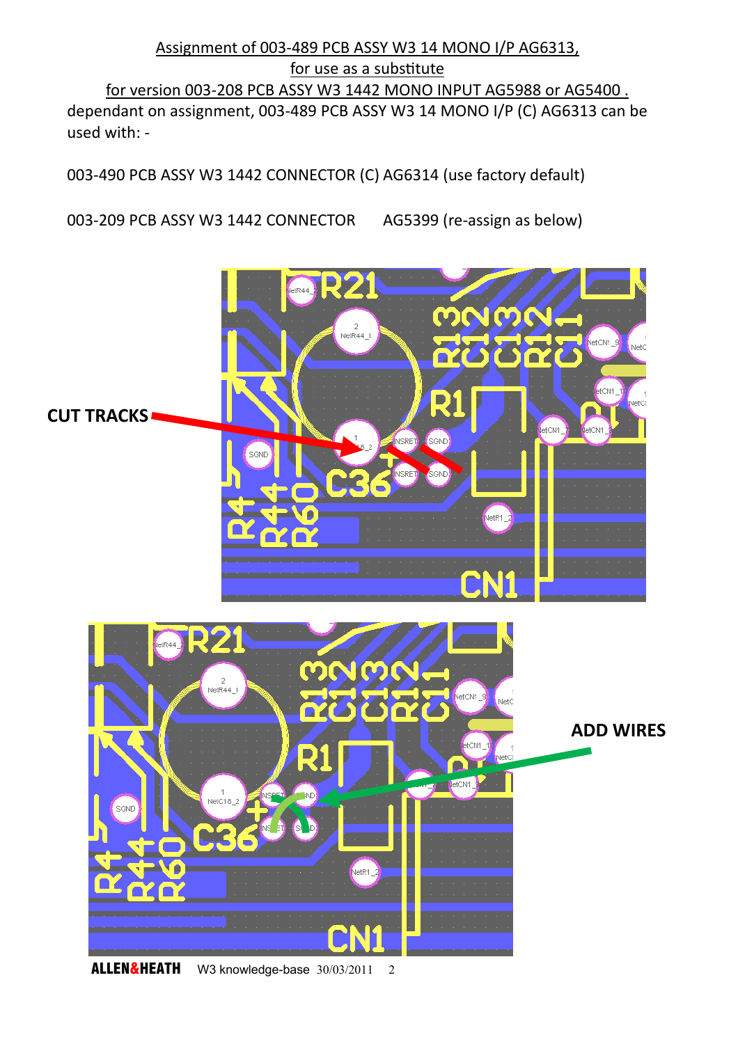Assignment of 003-489 PCB ASSY W3 14 MONO I/P AG6313, for use as a substitute for version 003-208 PCB ASSY W3 1442 MONO INPUT AG5988 or AG5400 .

dependant on assignment, 003-489 PCB ASSY W3 14 MONO I/P (C) AG6313 can be used with: -

003-490 PCB ASSY W3 1442 CONNECTOR (C) AG6314 (use factory default)

003-209 PCB ASSY W3 1442 CONNECTOR AG5399 (re-assign as below)

**CUT TRACKS**

**ADD WIRES**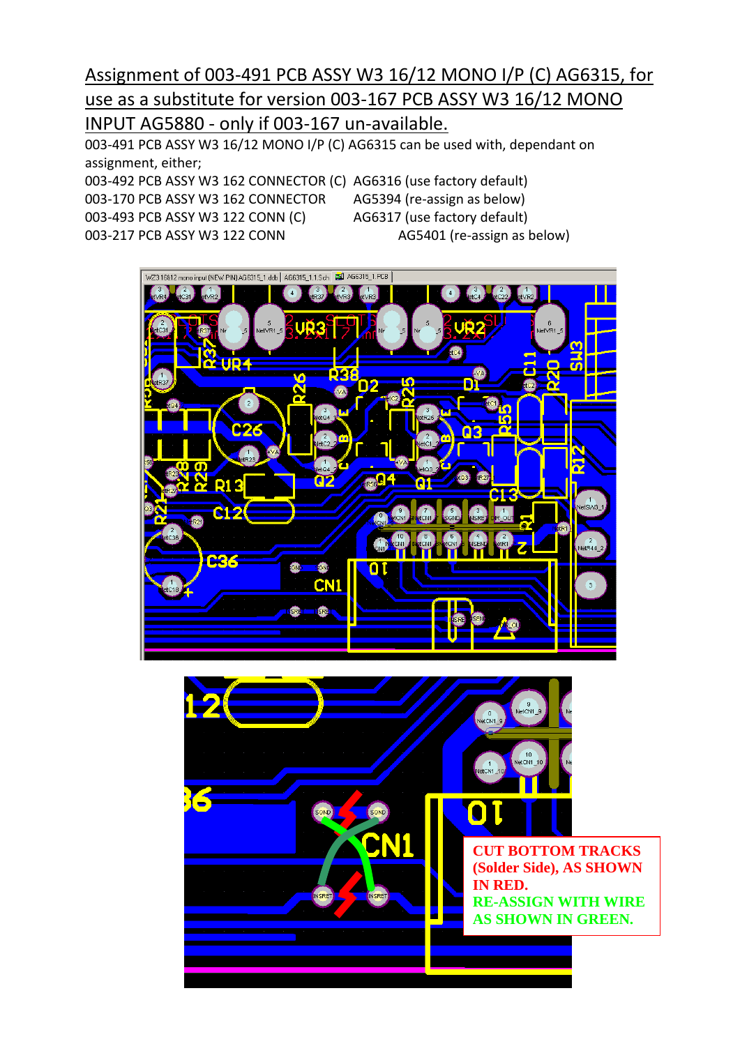# Assignment of 003-491 PCB ASSY W3 16/12 MONO I/P (C) AG6315, for use as a substitute for version 003-167 PCB ASSY W3 16/12 MONO INPUT AG5880 - only if 003-167 un-available.

003-491 PCB ASSY W3 16/12 MONO I/P (C) AG6315 can be used with, dependant on assignment, either;

| | | |
|---|---|---|
| 003-492 PCB ASSY W3 162 CONNECTOR (C) | AG6316 | (use factory default) |
| 003-170 PCB ASSY W3 162 CONNECTOR | AG5394 | (re-assign as below) |
| 003-493 PCB ASSY W3 122 CONN (C) | AG6317 | (use factory default) |
| 003-217 PCB ASSY W3 122 CONN | AG5401 | (re-assign as below) |

**CUT BOTTOM TRACKS (Solder Side), AS SHOWN IN RED.**

**RE-ASSIGN WITH WIRE AS SHOWN IN GREEN.**